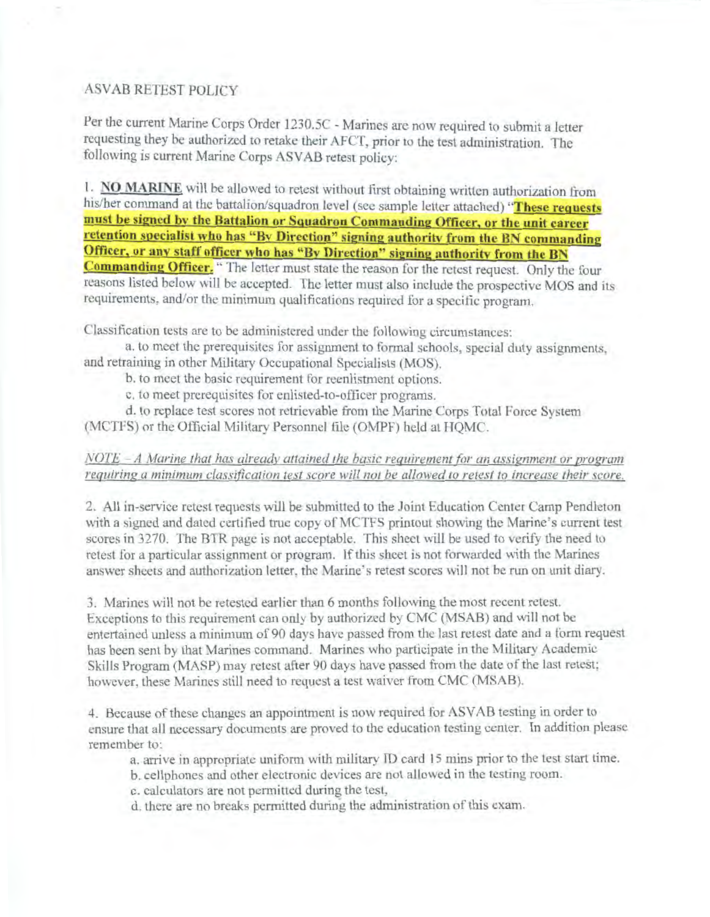# ASVAB RETEST POLICY

Per the current Marine Corps Order 1230.5C - Marines are now required to submit a letter requesting they be authorized to retake their AFCT, prior to the test administration. The following is current Marine Corps ASVAB retest policy:

1. **NO MARINE** will be allowed to retest without first obtaining written authorization from his/her command at the battalion/squadron level (see sample letter attached) "**These requests must be signed by the Battalion or Squadron Commanding Officer, or the unit career retention specialist who has "By Direction" signing authority from the BN commanding Officer, or any staff officer who has "By Direction" signing authority from the BN Commanding Officer.** " The letter must state the reason for the retest request. Only the four reasons listed below will be accepted. The letter must also include the prospective MOS and its requirements, and/or the minimum qualifications required for a specific program.

Classification tests are to be administered under the following circumstances:

a. to meet the prerequisites for assignment to formal schools, special duty assignments, and retraining in other Military Occupational Specialists (MOS).

b. to meet the basic requirement for reenlistment options.

c. to meet prerequisites for enlisted-to-officer programs.

d. to replace test scores not retrievable from the Marine Corps Total Force System (MCTFS) or the Official Military Personnel file (OMPF) held at HQMC.

*NOTE – A Marine that has already attained the basic requirement for an assignment or program requiring a minimum classification test score will not be allowed to retest to increase their score.*

2. All in-service retest requests will be submitted to the Joint Education Center Camp Pendleton with a signed and dated certified true copy of MCTFS printout showing the Marine's current test scores in 3270. The BTR page is not acceptable. This sheet will be used to verify the need to retest for a particular assignment or program. If this sheet is not forwarded with the Marines answer sheets and authorization letter, the Marine's retest scores will not be run on unit diary.

3. Marines will not be retested earlier than 6 months following the most recent retest. Exceptions to this requirement can only by authorized by CMC (MSAB) and will not be entertained unless a minimum of 90 days have passed from the last retest date and a form request has been sent by that Marines command. Marines who participate in the Military Academic Skills Program (MASP) may retest after 90 days have passed from the date of the last retest; however, these Marines still need to request a test waiver from CMC (MSAB).

4. Because of these changes an appointment is now required for ASVAB testing in order to ensure that all necessary documents are proved to the education testing center. In addition please remember to:

a. arrive in appropriate uniform with military ID card 15 mins prior to the test start time.

b. cellphones and other electronic devices are not allowed in the testing room.

c. calculators are not permitted during the test,

d. there are no breaks permitted during the administration of this exam.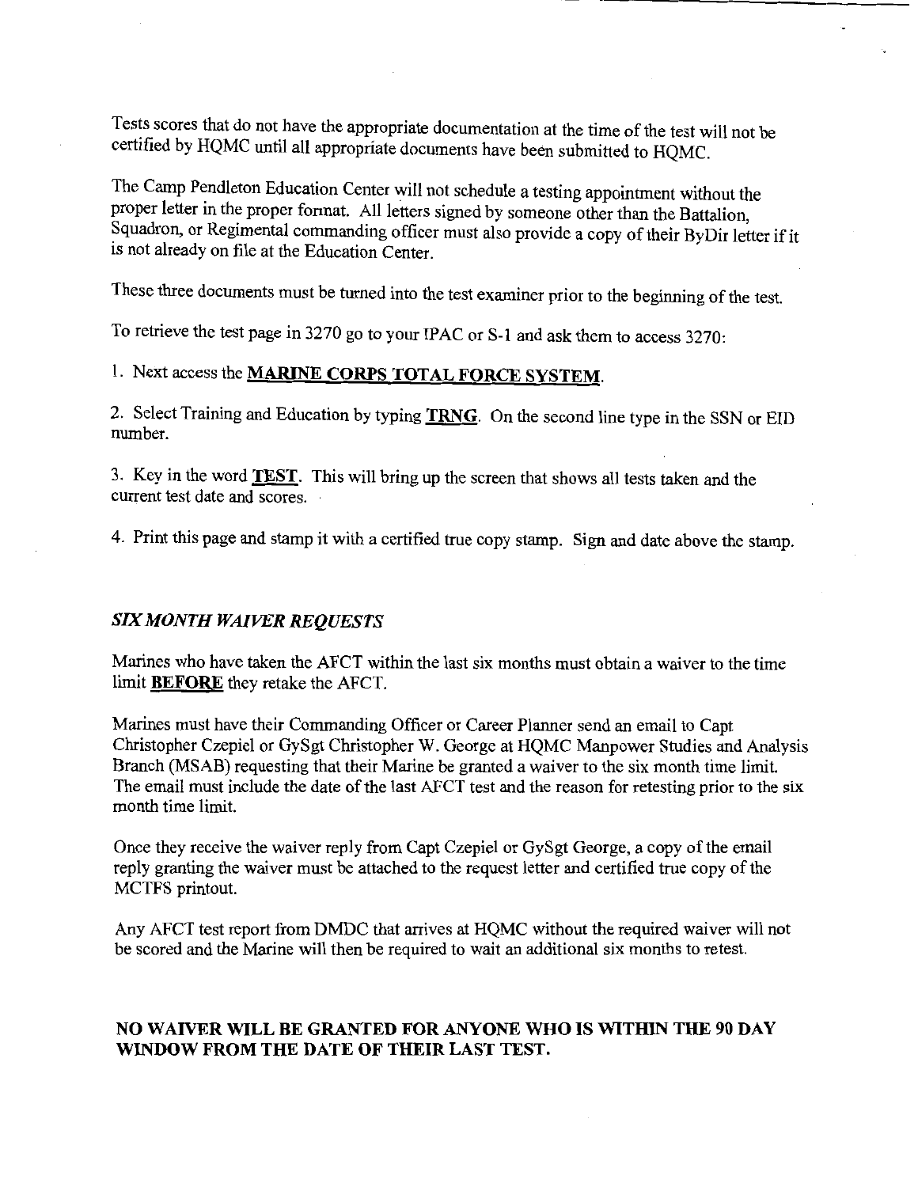Tests scores that do not have the appropriate documentation at the time of the test will not be certified by HQMC until all appropriate documents have been submitted to HQMC.

The Camp Pendleton Education Center will not schedule a testing appointment without the proper letter in the proper format. All letters signed by someone other than the Battalion, Squadron, or Regimental commanding officer must also provide a copy of their ByDir letter if it is not already on file at the Education Center.

These three documents must be turned into the test examiner prior to the beginning of the test.

To retrieve the test page in 3270 go to your IPAC or S-1 and ask them to access 3270:

1. Next access the **MARINE CORPS TOTAL FORCE SYSTEM**.

2. Select Training and Education by typing **TRNG**. On the second line type in the SSN or EID number.

3. Key in the word **TEST**. This will bring up the screen that shows all tests taken and the current test date and scores.

4. Print this page and stamp it with a certified true copy stamp. Sign and date above the stamp.

### *SIX MONTH WAIVER REQUESTS*

Marines who have taken the AFCT within the last six months must obtain a waiver to the time limit **BEFORE** they retake the AFCT.

Marines must have their Commanding Officer or Career Planner send an email to Capt Christopher Czepiel or GySgt Christopher W. George at HQMC Manpower Studies and Analysis Branch (MSAB) requesting that their Marine be granted a waiver to the six month time limit. The email must include the date of the last AFCT test and the reason for retesting prior to the six month time limit.

Once they receive the waiver reply from Capt Czepiel or GySgt George, a copy of the email reply granting the waiver must be attached to the request letter and certified true copy of the MCTFS printout.

Any AFCT test report from DMDC that arrives at HQMC without the required waiver will not be scored and the Marine will then be required to wait an additional six months to retest.

**NO WAIVER WILL BE GRANTED FOR ANYONE WHO IS WITHIN THE 90 DAY WINDOW FROM THE DATE OF THEIR LAST TEST.**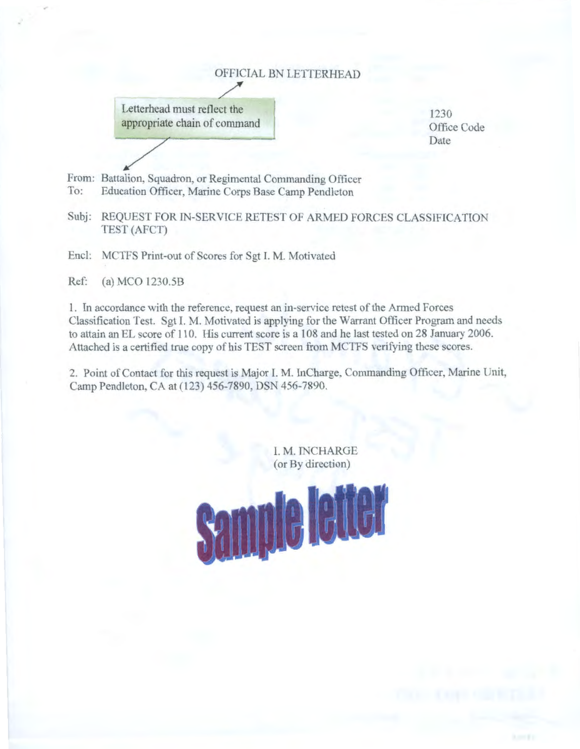OFFICIAL BN LETTERHEAD

Letterhead must reflect the appropriate chain of command

1230
Office Code
Date

From: Battalion, Squadron, or Regimental Commanding Officer
To: Education Officer, Marine Corps Base Camp Pendleton

Subj: REQUEST FOR IN-SERVICE RETEST OF ARMED FORCES CLASSIFICATION TEST (AFCT)

Encl: MCTFS Print-out of Scores for Sgt I. M. Motivated

Ref: (a) MCO 1230.5B

1. In accordance with the reference, request an in-service retest of the Armed Forces Classification Test. Sgt I. M. Motivated is applying for the Warrant Officer Program and needs to attain an EL score of 110. His current score is a 108 and he last tested on 28 January 2006. Attached is a certified true copy of his TEST screen from MCTFS verifying these scores.

2. Point of Contact for this request is Major I. M. InCharge, Commanding Officer, Marine Unit, Camp Pendleton, CA at (123) 456-7890, DSN 456-7890.

I. M. INCHARGE
(or By direction)

Sample letter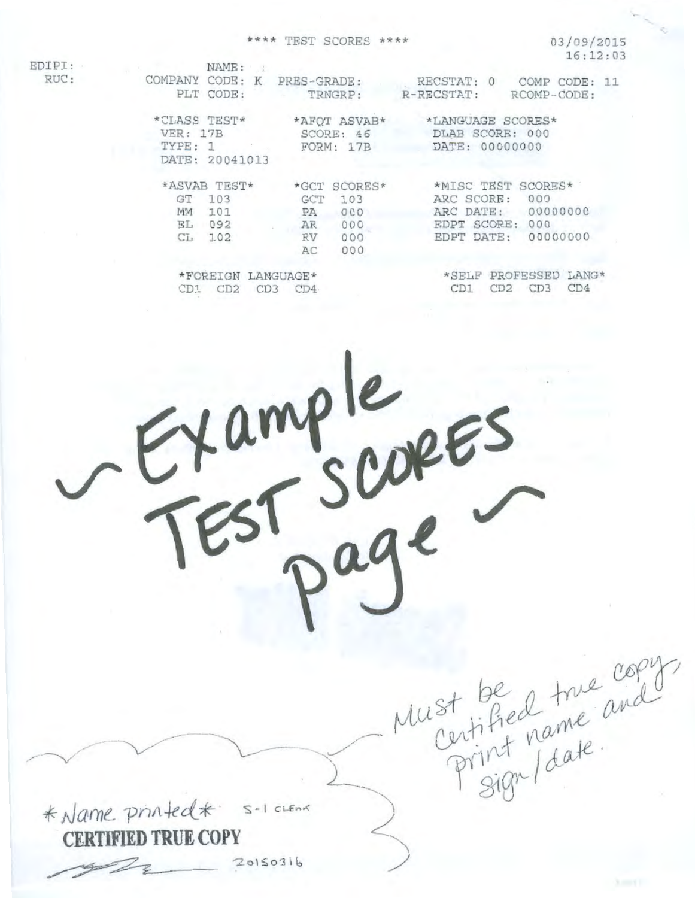**** TEST SCORES ****

03/09/2015
16:12:03

EDIPI: NAME:
RUC: COMPANY CODE: K PRES-GRADE: RECSTAT: 0 COMP CODE: 11
PLT CODE: TRNGRP: R-RECSTAT: RCOMP-CODE:

| *CLASS TEST* | *AFQT ASVAB* | *LANGUAGE SCORES* |
|---|---|---|
| VER: 17B | SCORE: 46 | DLAB SCORE: 000 |
| TYPE: 1 | FORM: 17B | DATE: 00000000 |
| DATE: 20041013 | | |

| *ASVAB TEST* | *GCT SCORES* | *MISC TEST SCORES* |
|---|---|---|
| GT 103 | GCT 103 | ARC SCORE: 000 |
| MM 101 | PA 000 | ARC DATE: 00000000 |
| EL 092 | AR 000 | EDPT SCORE: 000 |
| CL 102 | RV 000 | EDPT DATE: 00000000 |
| | AC 000 | |

*FOREIGN LANGUAGE*
CD1 CD2 CD3 CD4

*SELF PROFESSED LANG*
CD1 CD2 CD3 CD4

~ Example TEST SCORES page ~

Must be certified true copy, print name and sign/date.

*Name printed* S-1 CLERK

**CERTIFIED TRUE COPY**

20150316